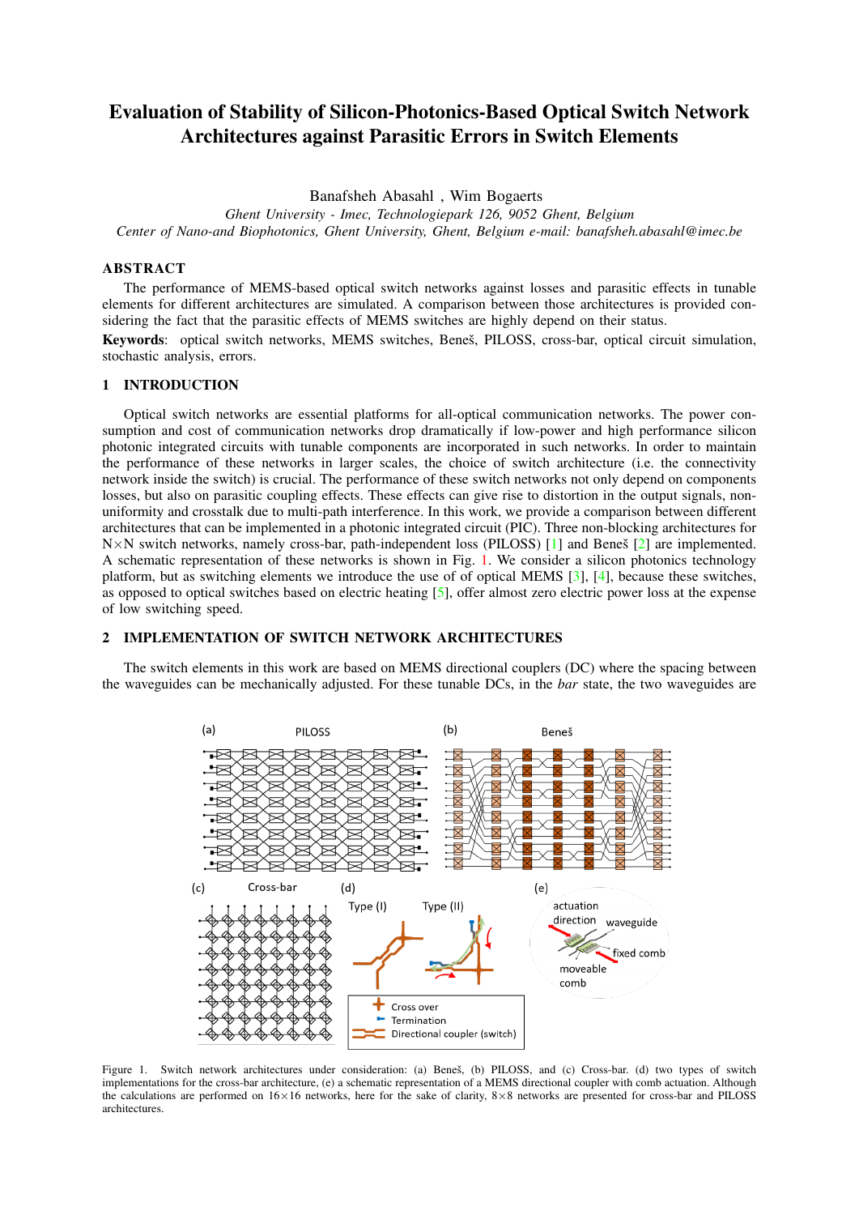# Evaluation of Stability of Silicon-Photonics-Based Optical Switch Network Architectures against Parasitic Errors in Switch Elements

Banafsheh Abasahl , Wim Bogaerts

*Ghent University - Imec, Technologiepark 126, 9052 Ghent, Belgium*
*Center of Nano-and Biophotonics, Ghent University, Ghent, Belgium e-mail: banafsheh.abasahl@imec.be*

## ABSTRACT

The performance of MEMS-based optical switch networks against losses and parasitic effects in tunable elements for different architectures are simulated. A comparison between those architectures is provided considering the fact that the parasitic effects of MEMS switches are highly depend on their status.

**Keywords**: optical switch networks, MEMS switches, Beneš, PILOSS, cross-bar, optical circuit simulation, stochastic analysis, errors.

## 1 INTRODUCTION

Optical switch networks are essential platforms for all-optical communication networks. The power consumption and cost of communication networks drop dramatically if low-power and high performance silicon photonic integrated circuits with tunable components are incorporated in such networks. In order to maintain the performance of these networks in larger scales, the choice of switch architecture (i.e. the connectivity network inside the switch) is crucial. The performance of these switch networks not only depend on components losses, but also on parasitic coupling effects. These effects can give rise to distortion in the output signals, non-uniformity and crosstalk due to multi-path interference. In this work, we provide a comparison between different architectures that can be implemented in a photonic integrated circuit (PIC). Three non-blocking architectures for N×N switch networks, namely cross-bar, path-independent loss (PILOSS) [1] and Beneš [2] are implemented. A schematic representation of these networks is shown in Fig. 1. We consider a silicon photonics technology platform, but as switching elements we introduce the use of of optical MEMS [3], [4], because these switches, as opposed to optical switches based on electric heating [5], offer almost zero electric power loss at the expense of low switching speed.

## 2 IMPLEMENTATION OF SWITCH NETWORK ARCHITECTURES

The switch elements in this work are based on MEMS directional couplers (DC) where the spacing between the waveguides can be mechanically adjusted. For these tunable DCs, in the *bar* state, the two waveguides are

Figure 1. Switch network architectures under consideration: (a) Beneš, (b) PILOSS, and (c) Cross-bar. (d) two types of switch implementations for the cross-bar architecture, (e) a schematic representation of a MEMS directional coupler with comb actuation. Although the calculations are performed on 16×16 networks, here for the sake of clarity, 8×8 networks are presented for cross-bar and PILOSS architectures.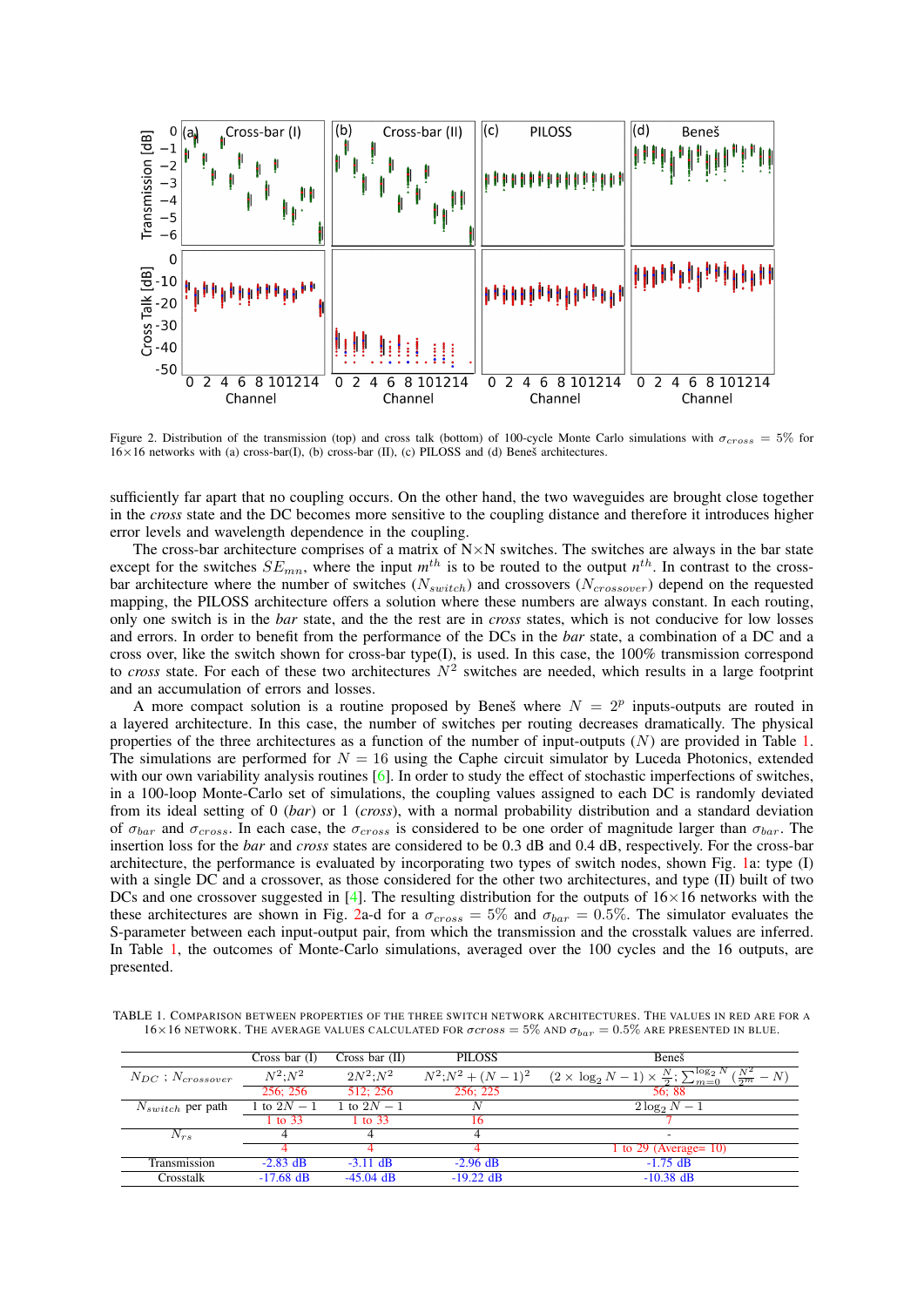Figure 2. Distribution of the transmission (top) and cross talk (bottom) of 100-cycle Monte Carlo simulations with $\sigma_{cross} = 5\%$ for 16×16 networks with (a) cross-bar(I), (b) cross-bar (II), (c) PILOSS and (d) Beneš architectures.

sufficiently far apart that no coupling occurs. On the other hand, the two waveguides are brought close together in the *cross* state and the DC becomes more sensitive to the coupling distance and therefore it introduces higher error levels and wavelength dependence in the coupling.

The cross-bar architecture comprises of a matrix of N×N switches. The switches are always in the bar state except for the switches $SE_{mn}$, where the input $m^{th}$ is to be routed to the output $n^{th}$. In contrast to the cross-bar architecture where the number of switches ($N_{switch}$) and crossovers ($N_{crossover}$) depend on the requested mapping, the PILOSS architecture offers a solution where these numbers are always constant. In each routing, only one switch is in the *bar* state, and the the rest are in *cross* states, which is not conducive for low losses and errors. In order to benefit from the performance of the DCs in the *bar* state, a combination of a DC and a cross over, like the switch shown for cross-bar type(I), is used. In this case, the 100% transmission correspond to *cross* state. For each of these two architectures $N^2$ switches are needed, which results in a large footprint and an accumulation of errors and losses.

A more compact solution is a routine proposed by Beneš where $N = 2^p$ inputs-outputs are routed in a layered architecture. In this case, the number of switches per routing decreases dramatically. The physical properties of the three architectures as a function of the number of input-outputs ($N$) are provided in Table 1. The simulations are performed for $N = 16$ using the Caphe circuit simulator by Luceda Photonics, extended with our own variability analysis routines [6]. In order to study the effect of stochastic imperfections of switches, in a 100-loop Monte-Carlo set of simulations, the coupling values assigned to each DC is randomly deviated from its ideal setting of 0 (*bar*) or 1 (*cross*), with a normal probability distribution and a standard deviation of $\sigma_{bar}$ and $\sigma_{cross}$. In each case, the $\sigma_{cross}$ is considered to be one order of magnitude larger than $\sigma_{bar}$. The insertion loss for the *bar* and *cross* states are considered to be 0.3 dB and 0.4 dB, respectively. For the cross-bar architecture, the performance is evaluated by incorporating two types of switch nodes, shown Fig. 1a: type (I) with a single DC and a crossover, as those considered for the other two architectures, and type (II) built of two DCs and one crossover suggested in [4]. The resulting distribution for the outputs of 16×16 networks with the these architectures are shown in Fig. 2a-d for a $\sigma_{cross} = 5\%$ and $\sigma_{bar} = 0.5\%$. The simulator evaluates the S-parameter between each input-output pair, from which the transmission and the crosstalk values are inferred. In Table 1, the outcomes of Monte-Carlo simulations, averaged over the 100 cycles and the 16 outputs, are presented.

TABLE 1. Comparison between properties of the three switch network architectures. The values in red are for a 16×16 network. The average values calculated for $\sigma cross = 5\%$ and $\sigma_{bar} = 0.5\%$ are presented in blue.

| | Cross bar (I) | Cross bar (II) | PILOSS | Beneš |
|---|---|---|---|---|
| $N_{DC}$ ; $N_{crossover}$ | $N^2$;$N^2$ | $2N^2$;$N^2$ | $N^2$;$N^2 + (N-1)^2$ | $(2 \times \log_2 N - 1) \times \frac{N}{2}$; $\sum_{m=0}^{\log_2 N} (\frac{N^2}{2^m} - N)$ |
| | 256; 256 | 512; 256 | 256; 225 | 56; 88 |
| $N_{switch}$ per path | 1 to $2N-1$ | 1 to $2N-1$ | $N$ | $2\log_2 N - 1$ |
| | 1 to 33 | 1 to 33 | 16 | 7 |
| $N_{rs}$ | 4 | 4 | 4 | - |
| | 4 | 4 | 4 | 1 to 29 (Average= 10) |
| Transmission | -2.83 dB | -3.11 dB | -2.96 dB | -1.75 dB |
| Crosstalk | -17.68 dB | -45.04 dB | -19.22 dB | -10.38 dB |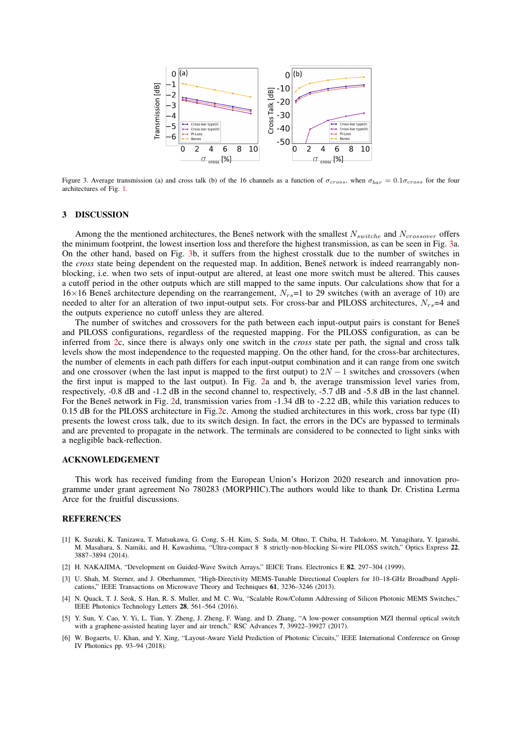(a)

Transmission [dB]

0
−1
−2
−3
−4
−5
−6

0 2 4 6 8 10

$\sigma_{cross}$ [%]

Cross-bar type(I)
Cross-bar type(II)
PI-Loss
Benes

(b)

Cross Talk [dB]

0
-10
-20
-30
-40
-50

0 2 4 6 8 10

$\sigma_{cross}$ [%]

Cross-bar type(I)
Cross-bar type(II)
PI-Loss
Benes

Figure 3. Average transmission (a) and cross talk (b) of the 16 channels as a function of $\sigma_{cross}$, when $\sigma_{bar} = 0.1\sigma_{cross}$ for the four architectures of Fig. 1.

## 3 DISCUSSION

Among the the mentioned architectures, the Beneš network with the smallest $N_{switche}$ and $N_{crossover}$ offers the minimum footprint, the lowest insertion loss and therefore the highest transmission, as can be seen in Fig. 3a. On the other hand, based on Fig. 3b, it suffers from the highest crosstalk due to the number of switches in the *cross* state being dependent on the requested map. In addition, Beneš network is indeed rearrangably non-blocking, i.e. when two sets of input-output are altered, at least one more switch must be altered. This causes a cutoff period in the other outputs which are still mapped to the same inputs. Our calculations show that for a 16×16 Beneš architecture depending on the rearrangement, $N_{rs}$=1 to 29 switches (with an average of 10) are needed to alter for an alteration of two input-output sets. For cross-bar and PILOSS architectures, $N_{rs}$=4 and the outputs experience no cutoff unless they are altered.

The number of switches and crossovers for the path between each input-output pairs is constant for Beneš and PILOSS configurations, regardless of the requested mapping. For the PILOSS configuration, as can be inferred from 2c, since there is always only one switch in the *cross* state per path, the signal and cross talk levels show the most independence to the requested mapping. On the other hand, for the cross-bar architectures, the number of elements in each path differs for each input-output combination and it can range from one switch and one crossover (when the last input is mapped to the first output) to $2N - 1$ switches and crossovers (when the first input is mapped to the last output). In Fig. 2a and b, the average transmission level varies from, respectively, -0.8 dB and -1.2 dB in the second channel to, respectively, -5.7 dB and -5.8 dB in the last channel. For the Beneš network in Fig. 2d, transmission varies from -1.34 dB to -2.22 dB, while this variation reduces to 0.15 dB for the PILOSS architecture in Fig.2c. Among the studied architectures in this work, cross bar type (II) presents the lowest cross talk, due to its switch design. In fact, the errors in the DCs are bypassed to terminals and are prevented to propagate in the network. The terminals are considered to be connected to light sinks with a negligible back-reflection.

## ACKNOWLEDGEMENT

This work has received funding from the European Union's Horizon 2020 research and innovation programme under grant agreement No 780283 (MORPHIC).The authors would like to thank Dr. Cristina Lerma Arce for the fruitful discussions.

## REFERENCES

[1] K. Suzuki, K. Tanizawa, T. Matsukawa, G. Cong, S.-H. Kim, S. Suda, M. Ohno, T. Chiba, H. Tadokoro, M. Yanagihara, Y. Igarashi, M. Masahara, S. Namiki, and H. Kawashima, "Ultra-compact 8 8 strictly-non-blocking Si-wire PILOSS switch," Optics Express **22**, 3887–3894 (2014).

[2] H. NAKAJIMA, "Development on Guided-Wave Switch Arrays," IEICE Trans. Electronics E **82**, 297–304 (1999).

[3] U. Shah, M. Sterner, and J. Oberhammer, "High-Directivity MEMS-Tunable Directional Couplers for 10–18-GHz Broadband Applications," IEEE Transactions on Microwave Theory and Techniques **61**, 3236–3246 (2013).

[4] N. Quack, T. J. Seok, S. Han, R. S. Muller, and M. C. Wu, "Scalable Row/Column Addressing of Silicon Photonic MEMS Switches," IEEE Photonics Technology Letters **28**, 561–564 (2016).

[5] Y. Sun, Y. Cao, Y. Yi, L. Tian, Y. Zheng, J. Zheng, F. Wang, and D. Zhang, "A low-power consumption MZI thermal optical switch with a graphene-assisted heating layer and air trench," RSC Advances **7**, 39922–39927 (2017).

[6] W. Bogaerts, U. Khan, and Y. Xing, "Layout-Aware Yield Prediction of Photonic Circuits," IEEE International Conference on Group IV Photonics pp. 93–94 (2018).